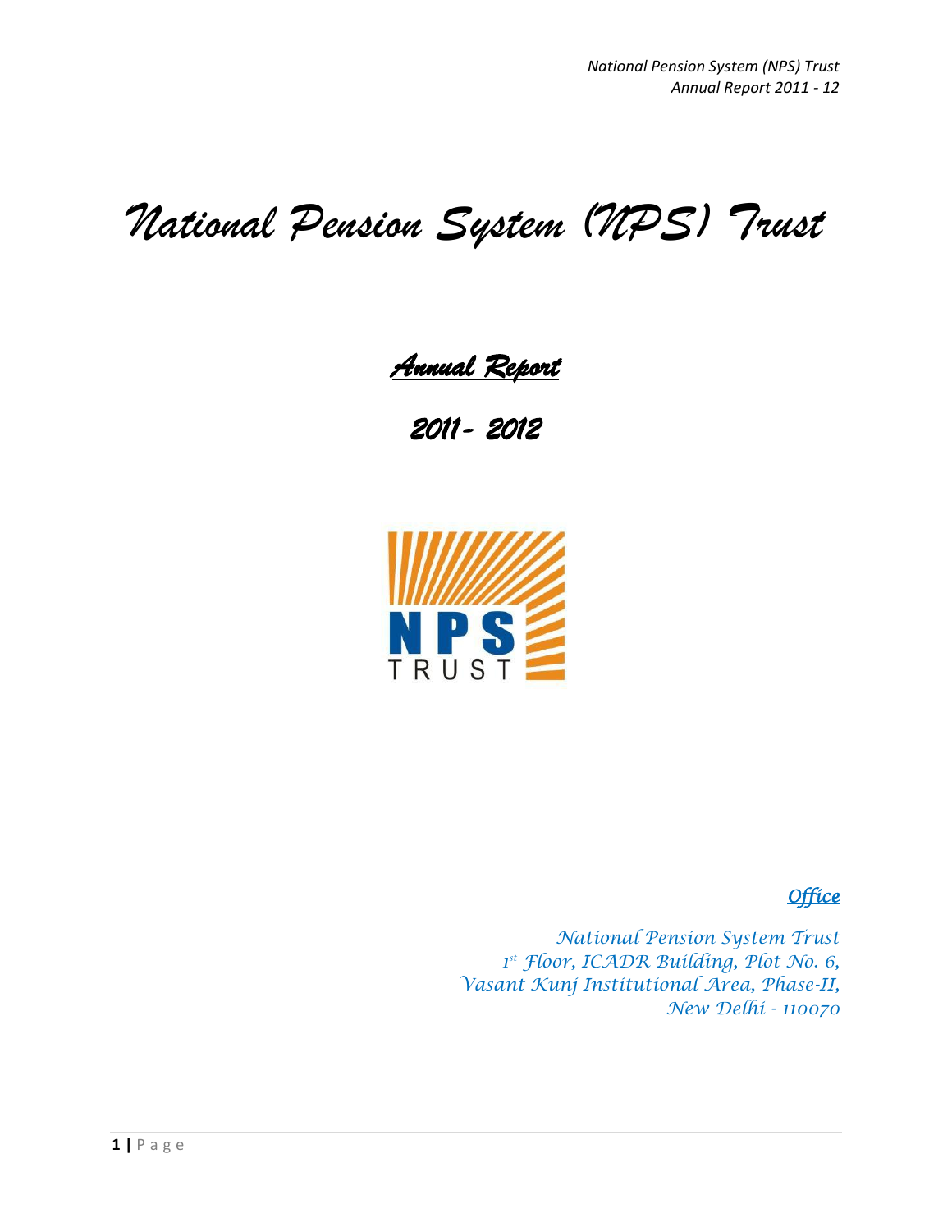# National Pension System (NPS) Trust

## Annual Report

## 2011- 2012

NPS TRUST

***Office***

*National Pension System Trust*
*1st Floor, ICADR Building, Plot No. 6,*
*Vasant Kunj Institutional Area, Phase-II,*
*New Delhi - 110070*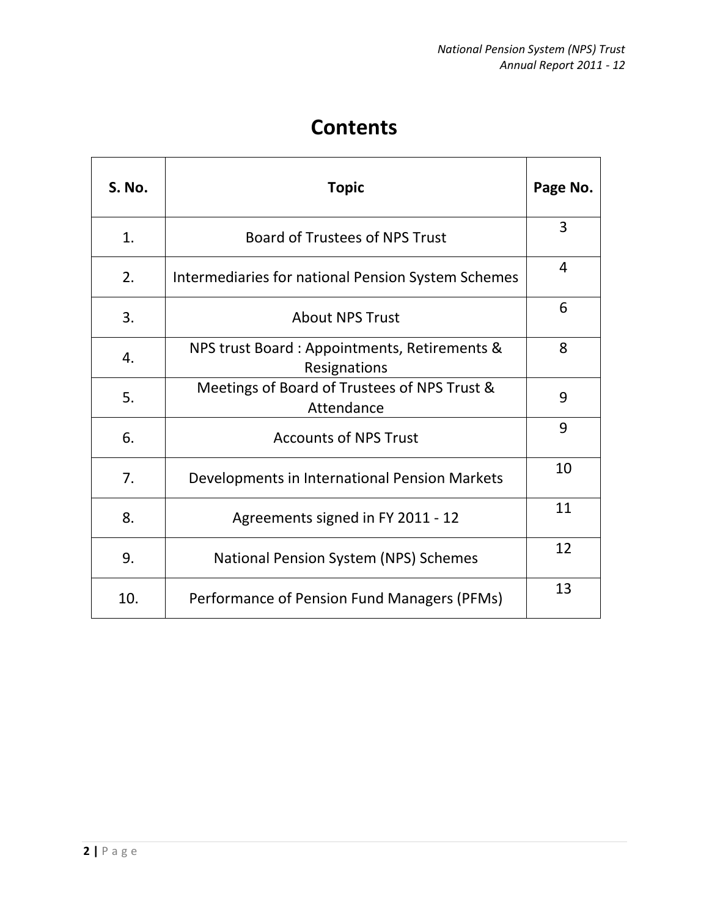# Contents

| S. No. | Topic | Page No. |
|---|---|---|
| 1. | Board of Trustees of NPS Trust | 3 |
| 2. | Intermediaries for national Pension System Schemes | 4 |
| 3. | About NPS Trust | 6 |
| 4. | NPS trust Board : Appointments, Retirements & Resignations | 8 |
| 5. | Meetings of Board of Trustees of NPS Trust & Attendance | 9 |
| 6. | Accounts of NPS Trust | 9 |
| 7. | Developments in International Pension Markets | 10 |
| 8. | Agreements signed in FY 2011 - 12 | 11 |
| 9. | National Pension System (NPS) Schemes | 12 |
| 10. | Performance of Pension Fund Managers (PFMs) | 13 |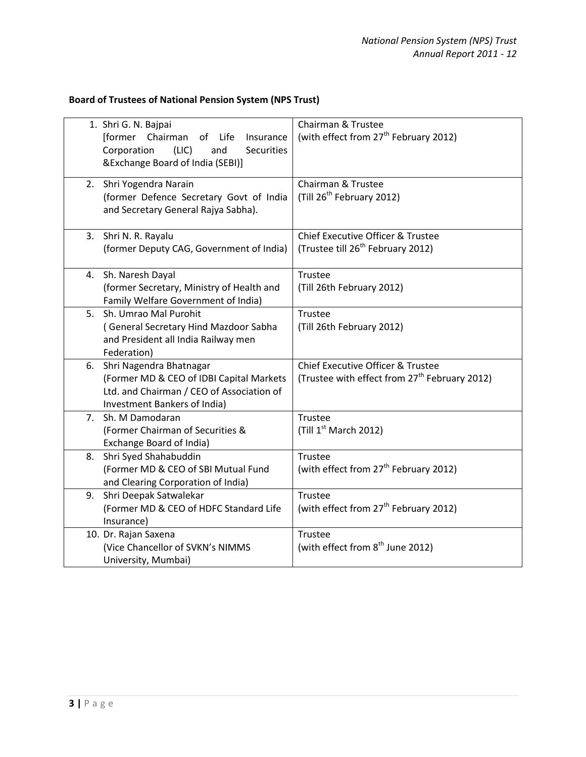**Board of Trustees of National Pension System (NPS Trust)**

| | |
|---|---|
| 1. Shri G. N. Bajpai<br>[former Chairman of Life Insurance Corporation (LIC) and Securities &Exchange Board of India (SEBI)] | Chairman & Trustee<br>(with effect from 27th February 2012) |
| 2. Shri Yogendra Narain<br>(former Defence Secretary Govt of India and Secretary General Rajya Sabha). | Chairman & Trustee<br>(Till 26th February 2012) |
| 3. Shri N. R. Rayalu<br>(former Deputy CAG, Government of India) | Chief Executive Officer & Trustee<br>(Trustee till 26th February 2012) |
| 4. Sh. Naresh Dayal<br>(former Secretary, Ministry of Health and Family Welfare Government of India) | Trustee<br>(Till 26th February 2012) |
| 5. Sh. Umrao Mal Purohit<br>( General Secretary Hind Mazdoor Sabha and President all India Railway men Federation) | Trustee<br>(Till 26th February 2012) |
| 6. Shri Nagendra Bhatnagar<br>(Former MD & CEO of IDBI Capital Markets Ltd. and Chairman / CEO of Association of Investment Bankers of India) | Chief Executive Officer & Trustee<br>(Trustee with effect from 27th February 2012) |
| 7. Sh. M Damodaran<br>(Former Chairman of Securities & Exchange Board of India) | Trustee<br>(Till 1st March 2012) |
| 8. Shri Syed Shahabuddin<br>(Former MD & CEO of SBI Mutual Fund and Clearing Corporation of India) | Trustee<br>(with effect from 27th February 2012) |
| 9. Shri Deepak Satwalekar<br>(Former MD & CEO of HDFC Standard Life Insurance) | Trustee<br>(with effect from 27th February 2012) |
| 10. Dr. Rajan Saxena<br>(Vice Chancellor of SVKN's NIMMS University, Mumbai) | Trustee<br>(with effect from 8th June 2012) |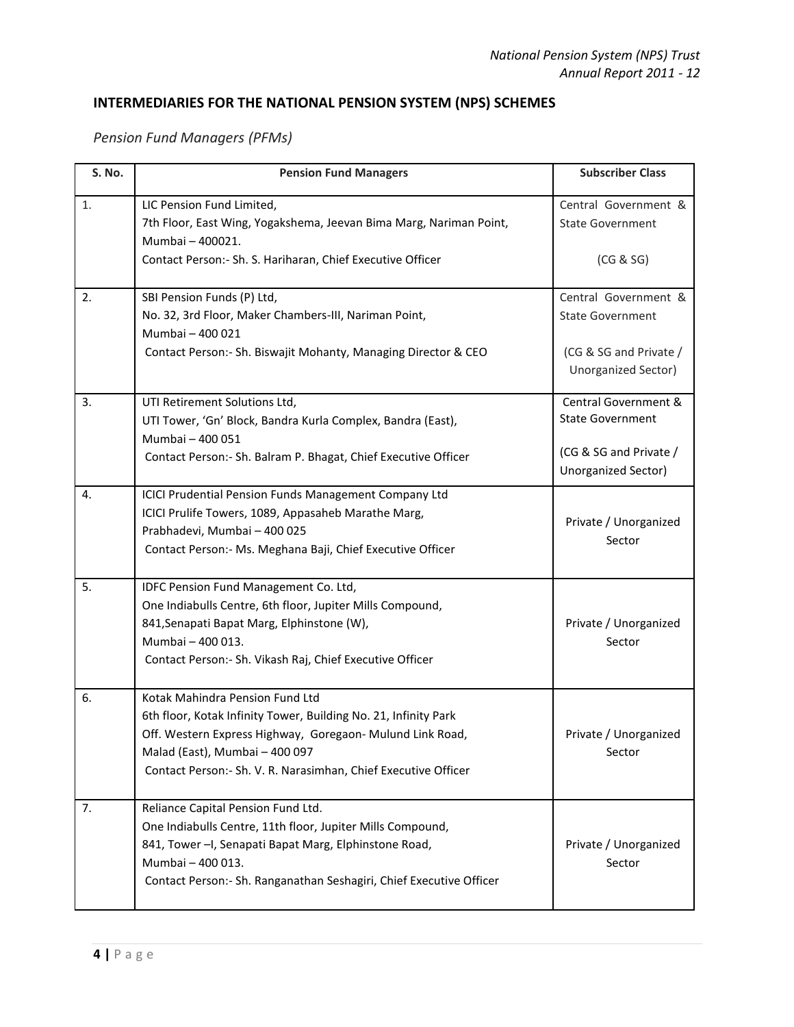## INTERMEDIARIES FOR THE NATIONAL PENSION SYSTEM (NPS) SCHEMES

### *Pension Fund Managers (PFMs)*

| S. No. | Pension Fund Managers | Subscriber Class |
|---|---|---|
| 1. | LIC Pension Fund Limited,<br>7th Floor, East Wing, Yogakshema, Jeevan Bima Marg, Nariman Point, Mumbai – 400021.<br>Contact Person:- Sh. S. Hariharan, Chief Executive Officer | Central Government & State Government<br><br>(CG & SG) |
| 2. | SBI Pension Funds (P) Ltd,<br>No. 32, 3rd Floor, Maker Chambers-III, Nariman Point, Mumbai – 400 021<br>Contact Person:- Sh. Biswajit Mohanty, Managing Director & CEO | Central Government & State Government<br><br>(CG & SG and Private / Unorganized Sector) |
| 3. | UTI Retirement Solutions Ltd,<br>UTI Tower, 'Gn' Block, Bandra Kurla Complex, Bandra (East), Mumbai – 400 051<br>Contact Person:- Sh. Balram P. Bhagat, Chief Executive Officer | Central Government & State Government<br><br>(CG & SG and Private / Unorganized Sector) |
| 4. | ICICI Prudential Pension Funds Management Company Ltd<br>ICICI Prulife Towers, 1089, Appasaheb Marathe Marg, Prabhadevi, Mumbai – 400 025<br>Contact Person:- Ms. Meghana Baji, Chief Executive Officer | Private / Unorganized Sector |
| 5. | IDFC Pension Fund Management Co. Ltd,<br>One Indiabulls Centre, 6th floor, Jupiter Mills Compound, 841,Senapati Bapat Marg, Elphinstone (W), Mumbai – 400 013.<br>Contact Person:- Sh. Vikash Raj, Chief Executive Officer | Private / Unorganized Sector |
| 6. | Kotak Mahindra Pension Fund Ltd<br>6th floor, Kotak Infinity Tower, Building No. 21, Infinity Park Off. Western Express Highway, Goregaon- Mulund Link Road, Malad (East), Mumbai – 400 097<br>Contact Person:- Sh. V. R. Narasimhan, Chief Executive Officer | Private / Unorganized Sector |
| 7. | Reliance Capital Pension Fund Ltd.<br>One Indiabulls Centre, 11th floor, Jupiter Mills Compound, 841, Tower –I, Senapati Bapat Marg, Elphinstone Road, Mumbai – 400 013.<br>Contact Person:- Sh. Ranganathan Seshagiri, Chief Executive Officer | Private / Unorganized Sector |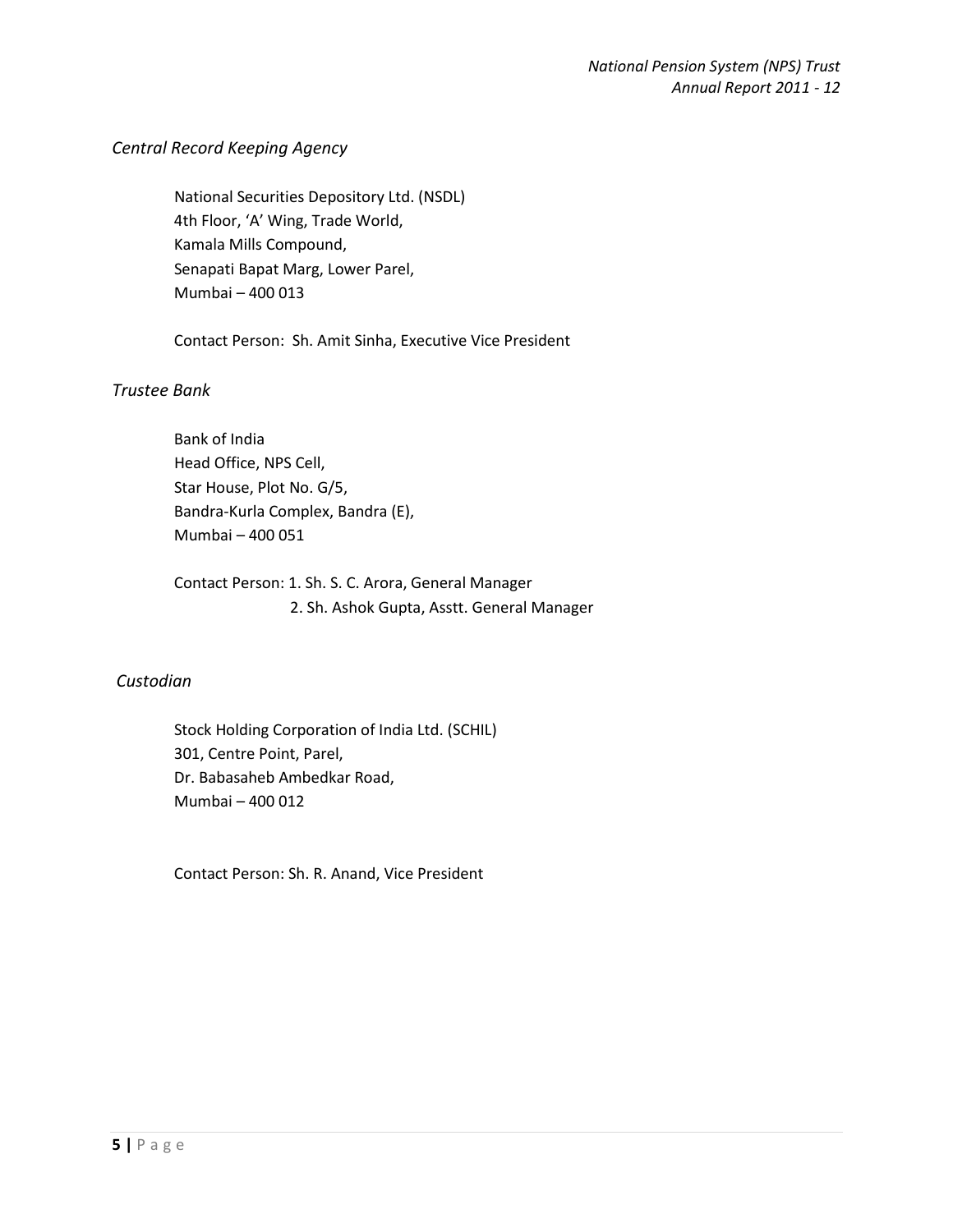*Central Record Keeping Agency*

National Securities Depository Ltd. (NSDL)
4th Floor, 'A' Wing, Trade World,
Kamala Mills Compound,
Senapati Bapat Marg, Lower Parel,
Mumbai – 400 013

Contact Person: Sh. Amit Sinha, Executive Vice President

*Trustee Bank*

Bank of India
Head Office, NPS Cell,
Star House, Plot No. G/5,
Bandra-Kurla Complex, Bandra (E),
Mumbai – 400 051

Contact Person: 1. Sh. S. C. Arora, General Manager
2. Sh. Ashok Gupta, Asstt. General Manager

*Custodian*

Stock Holding Corporation of India Ltd. (SCHIL)
301, Centre Point, Parel,
Dr. Babasaheb Ambedkar Road,
Mumbai – 400 012

Contact Person: Sh. R. Anand, Vice President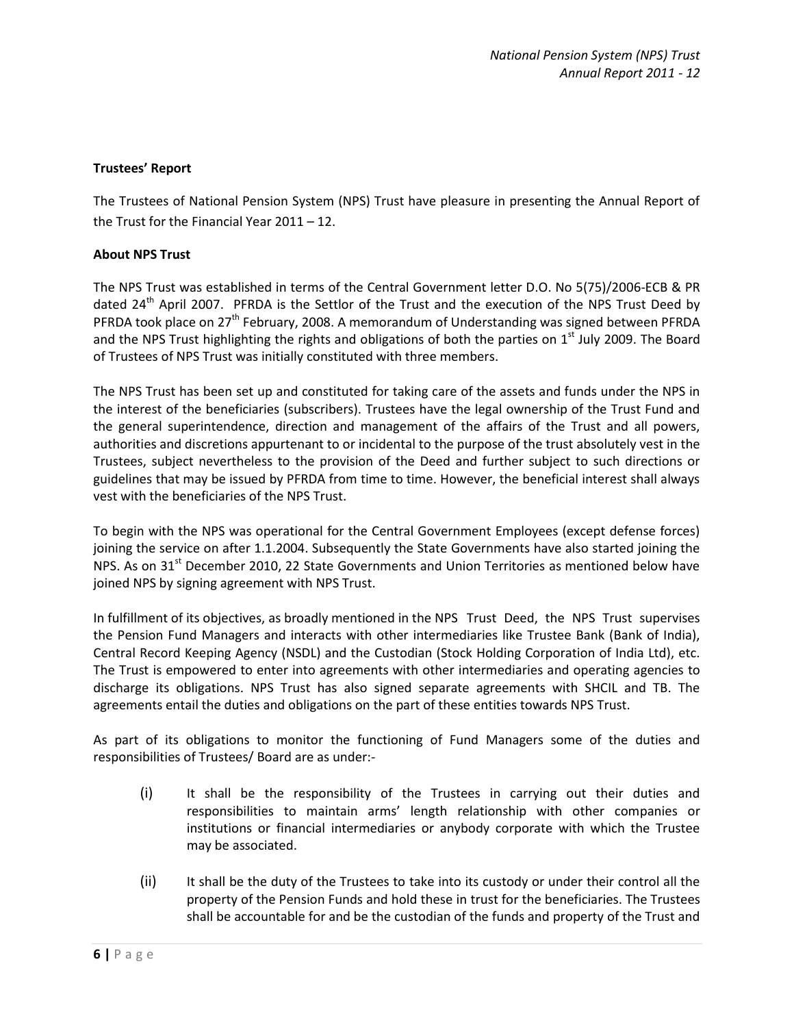**Trustees' Report**

The Trustees of National Pension System (NPS) Trust have pleasure in presenting the Annual Report of the Trust for the Financial Year 2011 – 12.

**About NPS Trust**

The NPS Trust was established in terms of the Central Government letter D.O. No 5(75)/2006-ECB & PR dated 24th April 2007. PFRDA is the Settlor of the Trust and the execution of the NPS Trust Deed by PFRDA took place on 27th February, 2008. A memorandum of Understanding was signed between PFRDA and the NPS Trust highlighting the rights and obligations of both the parties on 1st July 2009. The Board of Trustees of NPS Trust was initially constituted with three members.

The NPS Trust has been set up and constituted for taking care of the assets and funds under the NPS in the interest of the beneficiaries (subscribers). Trustees have the legal ownership of the Trust Fund and the general superintendence, direction and management of the affairs of the Trust and all powers, authorities and discretions appurtenant to or incidental to the purpose of the trust absolutely vest in the Trustees, subject nevertheless to the provision of the Deed and further subject to such directions or guidelines that may be issued by PFRDA from time to time. However, the beneficial interest shall always vest with the beneficiaries of the NPS Trust.

To begin with the NPS was operational for the Central Government Employees (except defense forces) joining the service on after 1.1.2004. Subsequently the State Governments have also started joining the NPS. As on 31st December 2010, 22 State Governments and Union Territories as mentioned below have joined NPS by signing agreement with NPS Trust.

In fulfillment of its objectives, as broadly mentioned in the NPS Trust Deed, the NPS Trust supervises the Pension Fund Managers and interacts with other intermediaries like Trustee Bank (Bank of India), Central Record Keeping Agency (NSDL) and the Custodian (Stock Holding Corporation of India Ltd), etc. The Trust is empowered to enter into agreements with other intermediaries and operating agencies to discharge its obligations. NPS Trust has also signed separate agreements with SHCIL and TB. The agreements entail the duties and obligations on the part of these entities towards NPS Trust.

As part of its obligations to monitor the functioning of Fund Managers some of the duties and responsibilities of Trustees/ Board are as under:-

(i) It shall be the responsibility of the Trustees in carrying out their duties and responsibilities to maintain arms' length relationship with other companies or institutions or financial intermediaries or anybody corporate with which the Trustee may be associated.

(ii) It shall be the duty of the Trustees to take into its custody or under their control all the property of the Pension Funds and hold these in trust for the beneficiaries. The Trustees shall be accountable for and be the custodian of the funds and property of the Trust and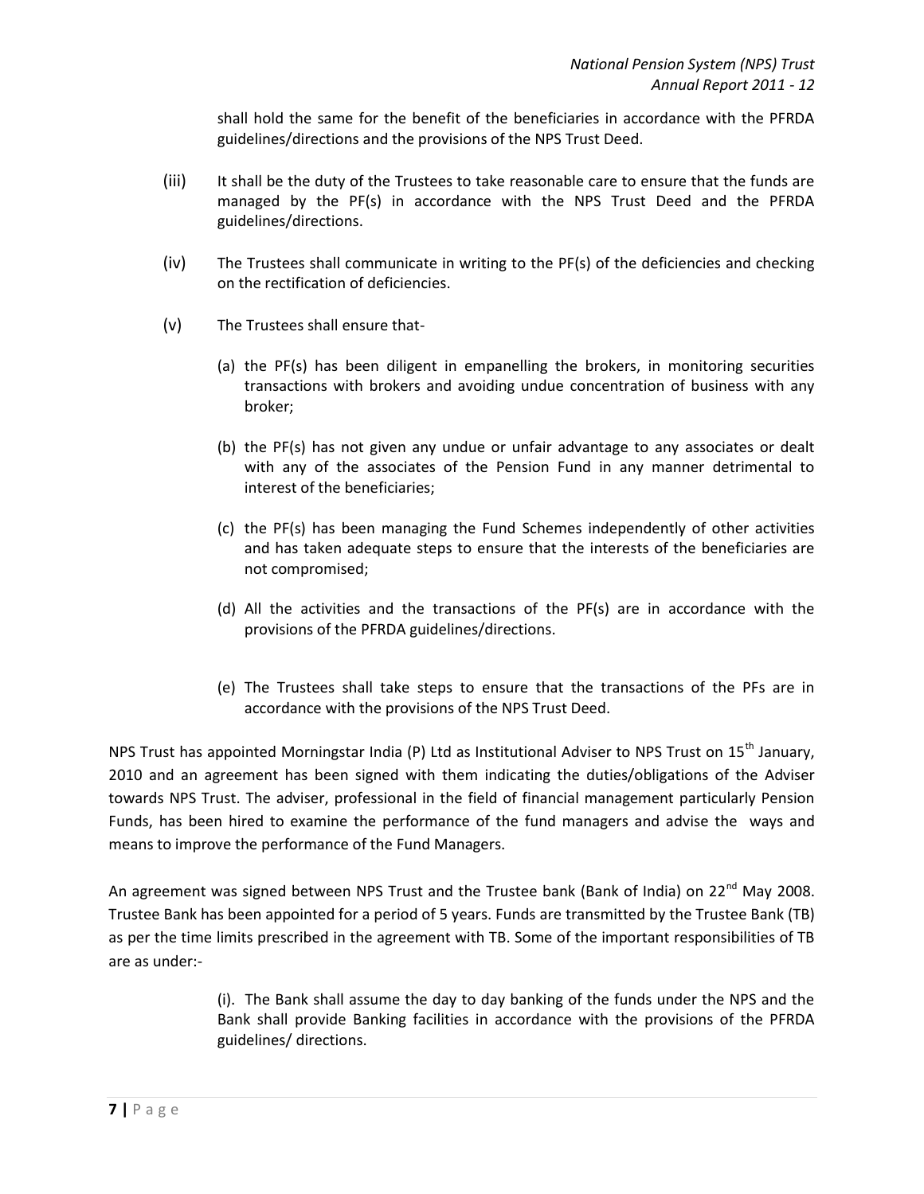shall hold the same for the benefit of the beneficiaries in accordance with the PFRDA guidelines/directions and the provisions of the NPS Trust Deed.

(iii) It shall be the duty of the Trustees to take reasonable care to ensure that the funds are managed by the PF(s) in accordance with the NPS Trust Deed and the PFRDA guidelines/directions.

(iv) The Trustees shall communicate in writing to the PF(s) of the deficiencies and checking on the rectification of deficiencies.

(v) The Trustees shall ensure that-

(a) the PF(s) has been diligent in empanelling the brokers, in monitoring securities transactions with brokers and avoiding undue concentration of business with any broker;

(b) the PF(s) has not given any undue or unfair advantage to any associates or dealt with any of the associates of the Pension Fund in any manner detrimental to interest of the beneficiaries;

(c) the PF(s) has been managing the Fund Schemes independently of other activities and has taken adequate steps to ensure that the interests of the beneficiaries are not compromised;

(d) All the activities and the transactions of the PF(s) are in accordance with the provisions of the PFRDA guidelines/directions.

(e) The Trustees shall take steps to ensure that the transactions of the PFs are in accordance with the provisions of the NPS Trust Deed.

NPS Trust has appointed Morningstar India (P) Ltd as Institutional Adviser to NPS Trust on 15th January, 2010 and an agreement has been signed with them indicating the duties/obligations of the Adviser towards NPS Trust. The adviser, professional in the field of financial management particularly Pension Funds, has been hired to examine the performance of the fund managers and advise the ways and means to improve the performance of the Fund Managers.

An agreement was signed between NPS Trust and the Trustee bank (Bank of India) on 22nd May 2008. Trustee Bank has been appointed for a period of 5 years. Funds are transmitted by the Trustee Bank (TB) as per the time limits prescribed in the agreement with TB. Some of the important responsibilities of TB are as under:-

(i). The Bank shall assume the day to day banking of the funds under the NPS and the Bank shall provide Banking facilities in accordance with the provisions of the PFRDA guidelines/ directions.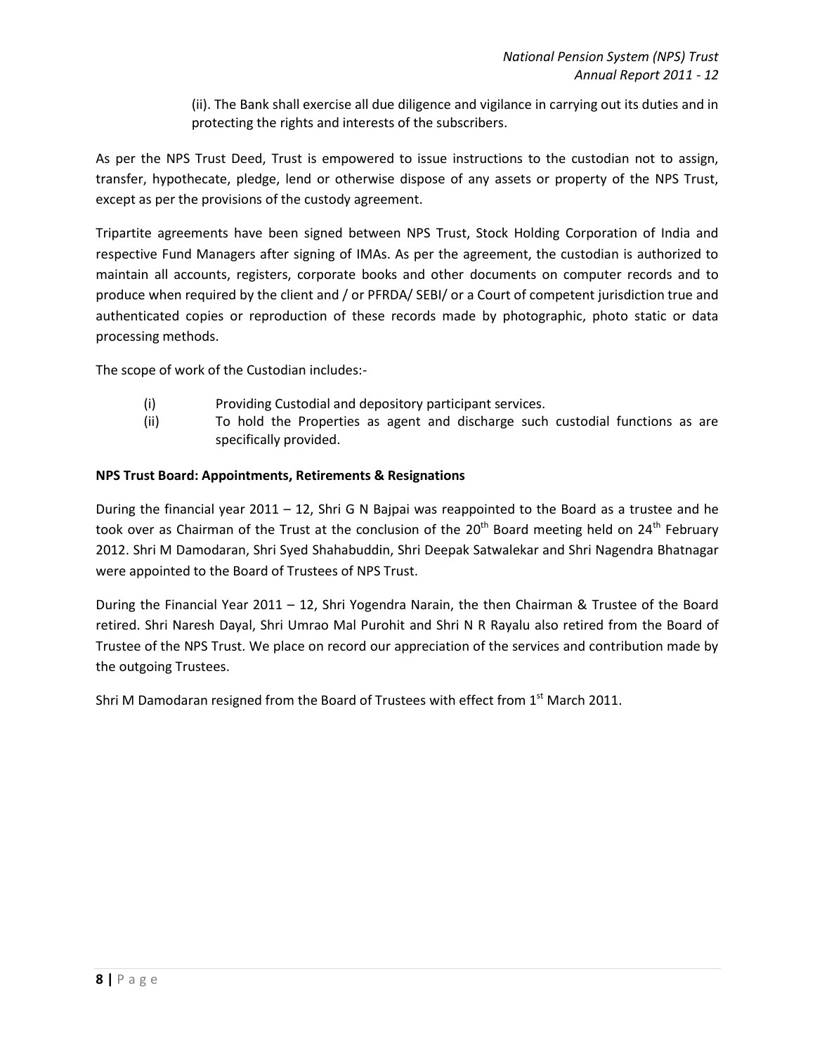(ii). The Bank shall exercise all due diligence and vigilance in carrying out its duties and in protecting the rights and interests of the subscribers.

As per the NPS Trust Deed, Trust is empowered to issue instructions to the custodian not to assign, transfer, hypothecate, pledge, lend or otherwise dispose of any assets or property of the NPS Trust, except as per the provisions of the custody agreement.

Tripartite agreements have been signed between NPS Trust, Stock Holding Corporation of India and respective Fund Managers after signing of IMAs. As per the agreement, the custodian is authorized to maintain all accounts, registers, corporate books and other documents on computer records and to produce when required by the client and / or PFRDA/ SEBI/ or a Court of competent jurisdiction true and authenticated copies or reproduction of these records made by photographic, photo static or data processing methods.

The scope of work of the Custodian includes:-

(i) Providing Custodial and depository participant services.

(ii) To hold the Properties as agent and discharge such custodial functions as are specifically provided.

**NPS Trust Board: Appointments, Retirements & Resignations**

During the financial year 2011 – 12, Shri G N Bajpai was reappointed to the Board as a trustee and he took over as Chairman of the Trust at the conclusion of the 20th Board meeting held on 24th February 2012. Shri M Damodaran, Shri Syed Shahabuddin, Shri Deepak Satwalekar and Shri Nagendra Bhatnagar were appointed to the Board of Trustees of NPS Trust.

During the Financial Year 2011 – 12, Shri Yogendra Narain, the then Chairman & Trustee of the Board retired. Shri Naresh Dayal, Shri Umrao Mal Purohit and Shri N R Rayalu also retired from the Board of Trustee of the NPS Trust. We place on record our appreciation of the services and contribution made by the outgoing Trustees.

Shri M Damodaran resigned from the Board of Trustees with effect from 1st March 2011.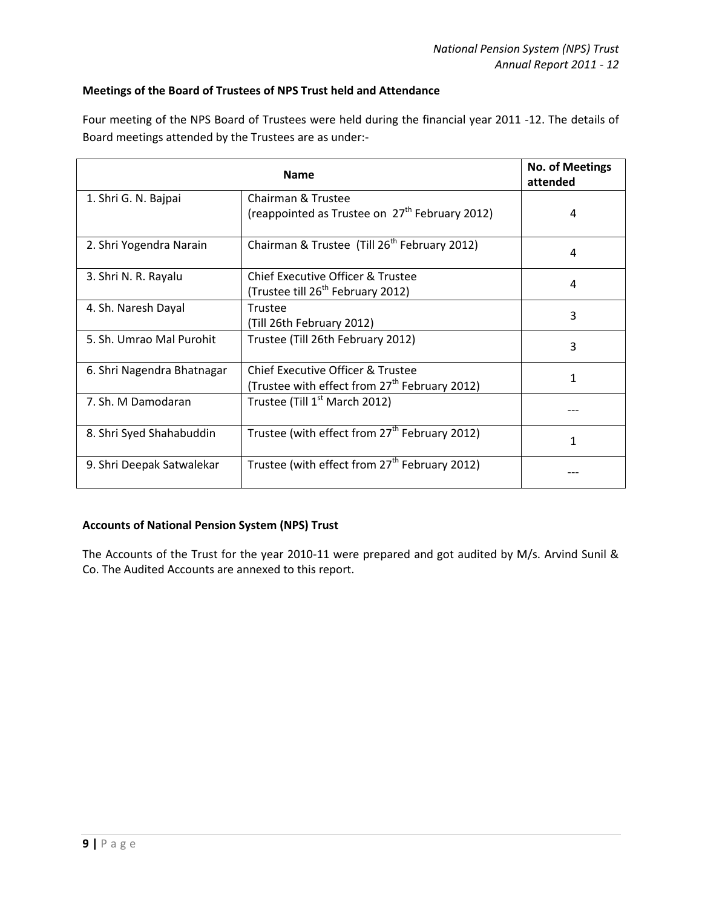### Meetings of the Board of Trustees of NPS Trust held and Attendance

Four meeting of the NPS Board of Trustees were held during the financial year 2011 -12. The details of Board meetings attended by the Trustees are as under:-

| Name | | No. of Meetings attended |
|---|---|---|
| 1. Shri G. N. Bajpai | Chairman & Trustee (reappointed as Trustee on 27th February 2012) | 4 |
| 2. Shri Yogendra Narain | Chairman & Trustee (Till 26th February 2012) | 4 |
| 3. Shri N. R. Rayalu | Chief Executive Officer & Trustee (Trustee till 26th February 2012) | 4 |
| 4. Sh. Naresh Dayal | Trustee (Till 26th February 2012) | 3 |
| 5. Sh. Umrao Mal Purohit | Trustee (Till 26th February 2012) | 3 |
| 6. Shri Nagendra Bhatnagar | Chief Executive Officer & Trustee (Trustee with effect from 27th February 2012) | 1 |
| 7. Sh. M Damodaran | Trustee (Till 1st March 2012) | --- |
| 8. Shri Syed Shahabuddin | Trustee (with effect from 27th February 2012) | 1 |
| 9. Shri Deepak Satwalekar | Trustee (with effect from 27th February 2012) | --- |

### Accounts of National Pension System (NPS) Trust

The Accounts of the Trust for the year 2010-11 were prepared and got audited by M/s. Arvind Sunil & Co. The Audited Accounts are annexed to this report.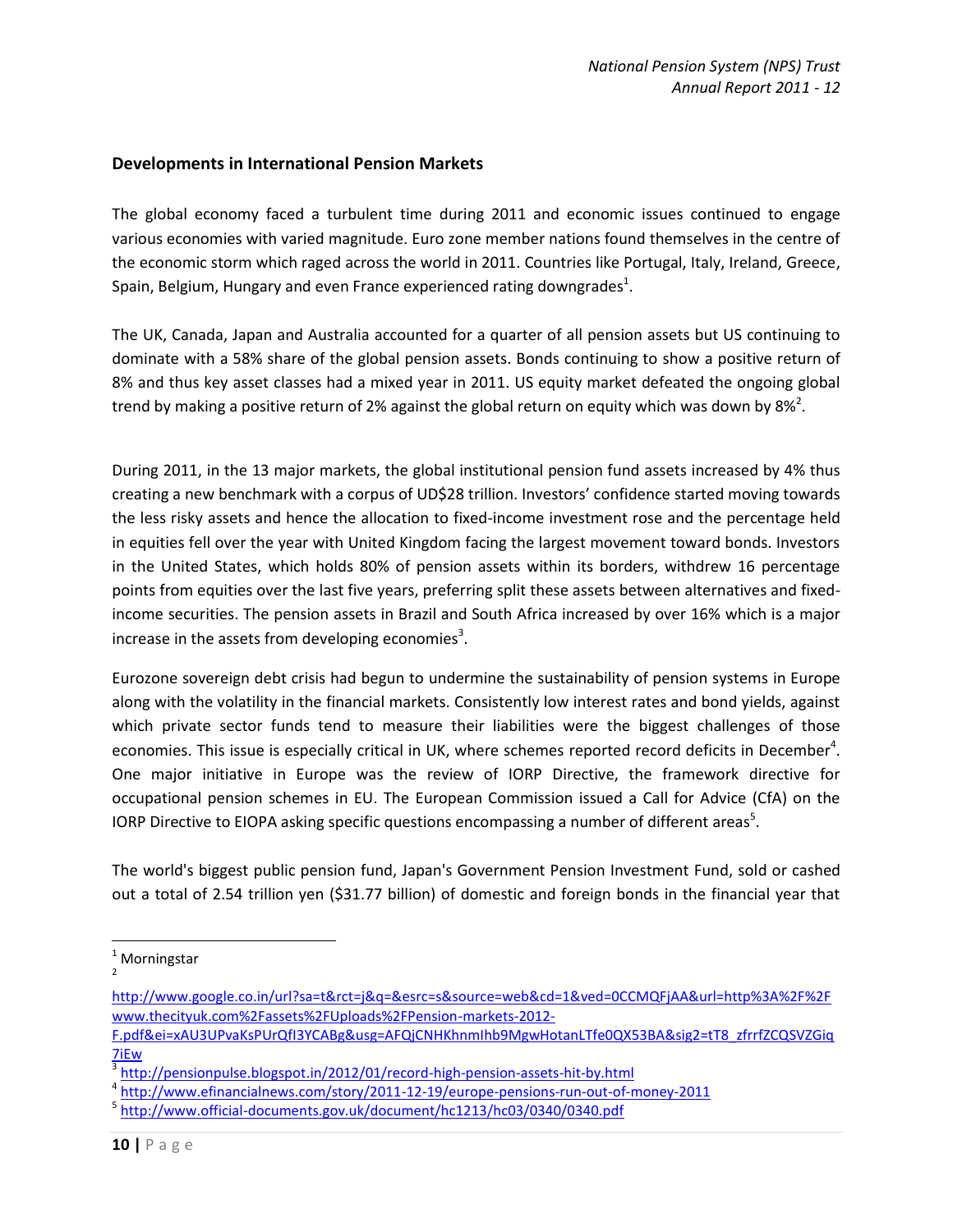## Developments in International Pension Markets

The global economy faced a turbulent time during 2011 and economic issues continued to engage various economies with varied magnitude. Euro zone member nations found themselves in the centre of the economic storm which raged across the world in 2011. Countries like Portugal, Italy, Ireland, Greece, Spain, Belgium, Hungary and even France experienced rating downgrades[1].

The UK, Canada, Japan and Australia accounted for a quarter of all pension assets but US continuing to dominate with a 58% share of the global pension assets. Bonds continuing to show a positive return of 8% and thus key asset classes had a mixed year in 2011. US equity market defeated the ongoing global trend by making a positive return of 2% against the global return on equity which was down by 8%[2].

During 2011, in the 13 major markets, the global institutional pension fund assets increased by 4% thus creating a new benchmark with a corpus of UD$28 trillion. Investors' confidence started moving towards the less risky assets and hence the allocation to fixed-income investment rose and the percentage held in equities fell over the year with United Kingdom facing the largest movement toward bonds. Investors in the United States, which holds 80% of pension assets within its borders, withdrew 16 percentage points from equities over the last five years, preferring split these assets between alternatives and fixed-income securities. The pension assets in Brazil and South Africa increased by over 16% which is a major increase in the assets from developing economies[3].

Eurozone sovereign debt crisis had begun to undermine the sustainability of pension systems in Europe along with the volatility in the financial markets. Consistently low interest rates and bond yields, against which private sector funds tend to measure their liabilities were the biggest challenges of those economies. This issue is especially critical in UK, where schemes reported record deficits in December[4]. One major initiative in Europe was the review of IORP Directive, the framework directive for occupational pension schemes in EU. The European Commission issued a Call for Advice (CfA) on the IORP Directive to EIOPA asking specific questions encompassing a number of different areas[5].

The world's biggest public pension fund, Japan's Government Pension Investment Fund, sold or cashed out a total of 2.54 trillion yen ($31.77 billion) of domestic and foreign bonds in the financial year that

---

[1] Morningstar

[2] http://www.google.co.in/url?sa=t&rct=j&q=&esrc=s&source=web&cd=1&ved=0CCMQFjAA&url=http%3A%2F%2Fwww.thecityuk.com%2Fassets%2FUploads%2FPension-markets-2012-F.pdf&ei=xAU3UPvaKsPUrQfI3YCABg&usg=AFQjCNHKhnmIhb9MgwHotanLTfe0QX53BA&sig2=tT8_zfrrfZCQSVZGiq7iEw

[3] http://pensionpulse.blogspot.in/2012/01/record-high-pension-assets-hit-by.html

[4] http://www.efinancialnews.com/story/2011-12-19/europe-pensions-run-out-of-money-2011

[5] http://www.official-documents.gov.uk/document/hc1213/hc03/0340/0340.pdf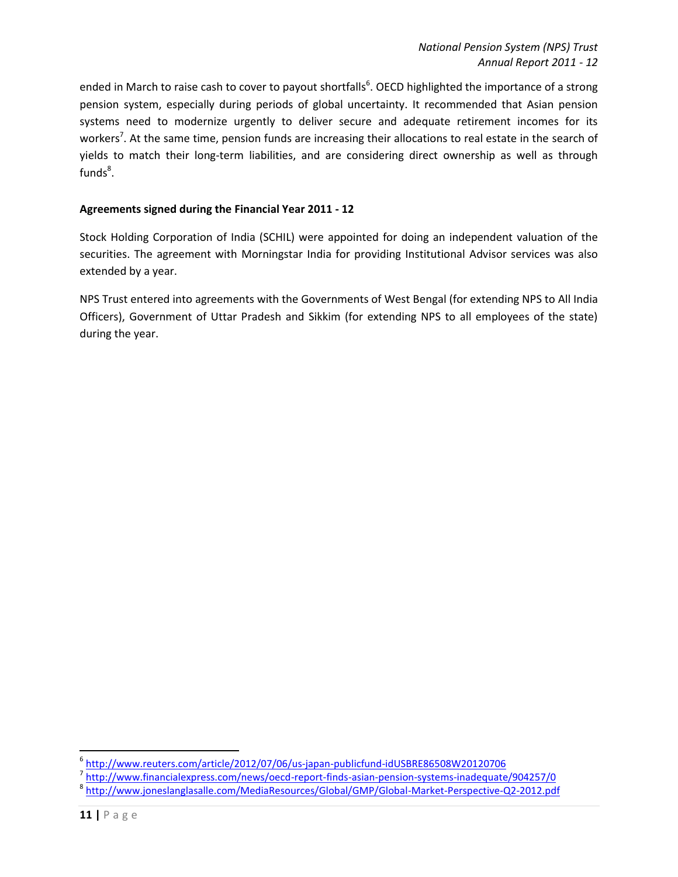ended in March to raise cash to cover to payout shortfalls[6]. OECD highlighted the importance of a strong pension system, especially during periods of global uncertainty. It recommended that Asian pension systems need to modernize urgently to deliver secure and adequate retirement incomes for its workers[7]. At the same time, pension funds are increasing their allocations to real estate in the search of yields to match their long-term liabilities, and are considering direct ownership as well as through funds[8].

**Agreements signed during the Financial Year 2011 - 12**

Stock Holding Corporation of India (SCHIL) were appointed for doing an independent valuation of the securities. The agreement with Morningstar India for providing Institutional Advisor services was also extended by a year.

NPS Trust entered into agreements with the Governments of West Bengal (for extending NPS to All India Officers), Government of Uttar Pradesh and Sikkim (for extending NPS to all employees of the state) during the year.

---

[6] http://www.reuters.com/article/2012/07/06/us-japan-publicfund-idUSBRE86508W20120706

[7] http://www.financialexpress.com/news/oecd-report-finds-asian-pension-systems-inadequate/904257/0

[8] http://www.joneslanglasalle.com/MediaResources/Global/GMP/Global-Market-Perspective-Q2-2012.pdf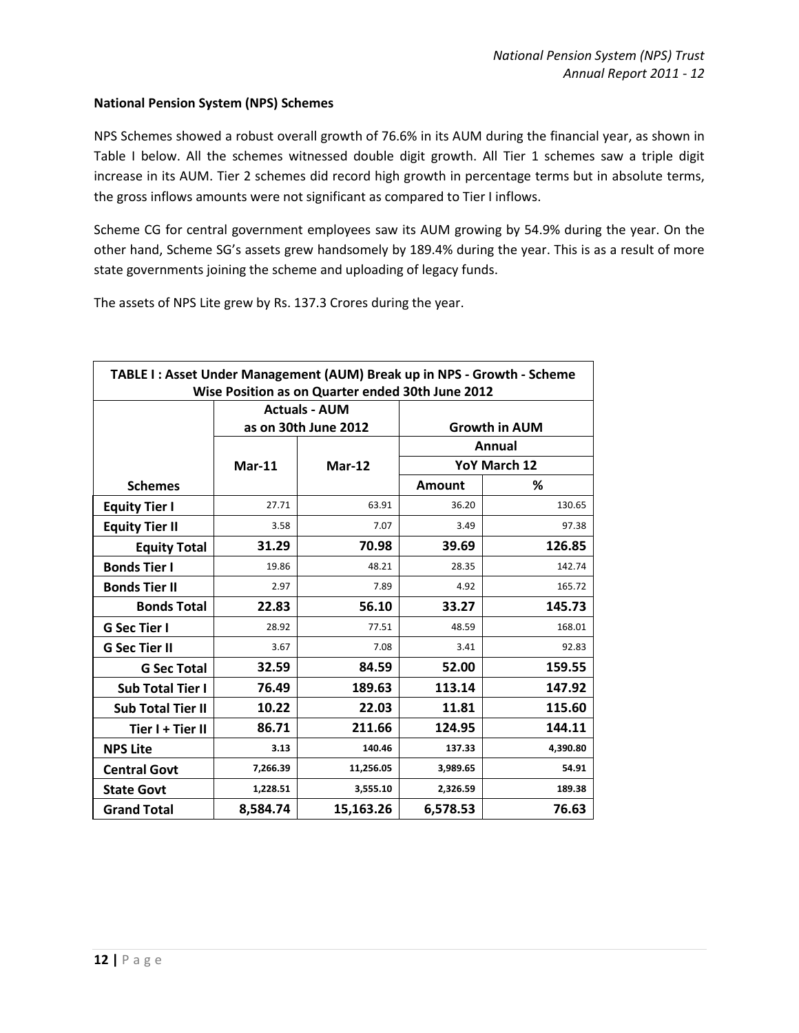**National Pension System (NPS) Schemes**

NPS Schemes showed a robust overall growth of 76.6% in its AUM during the financial year, as shown in Table I below. All the schemes witnessed double digit growth. All Tier 1 schemes saw a triple digit increase in its AUM. Tier 2 schemes did record high growth in percentage terms but in absolute terms, the gross inflows amounts were not significant as compared to Tier I inflows.

Scheme CG for central government employees saw its AUM growing by 54.9% during the year. On the other hand, Scheme SG's assets grew handsomely by 189.4% during the year. This is as a result of more state governments joining the scheme and uploading of legacy funds.

The assets of NPS Lite grew by Rs. 137.3 Crores during the year.

| TABLE I : Asset Under Management (AUM) Break up in NPS - Growth - Scheme Wise Position as on Quarter ended 30th June 2012 | | | | |
|---|---|---|---|---|
| | Actuals - AUM as on 30th June 2012 | | Growth in AUM | |
| | | | Annual | |
| | Mar-11 | Mar-12 | YoY March 12 | |
| Schemes | | | Amount | % |
| **Equity Tier I** | 27.71 | 63.91 | 36.20 | 130.65 |
| **Equity Tier II** | 3.58 | 7.07 | 3.49 | 97.38 |
| **Equity Total** | **31.29** | **70.98** | **39.69** | **126.85** |
| **Bonds Tier I** | 19.86 | 48.21 | 28.35 | 142.74 |
| **Bonds Tier II** | 2.97 | 7.89 | 4.92 | 165.72 |
| **Bonds Total** | **22.83** | **56.10** | **33.27** | **145.73** |
| **G Sec Tier I** | 28.92 | 77.51 | 48.59 | 168.01 |
| **G Sec Tier II** | 3.67 | 7.08 | 3.41 | 92.83 |
| **G Sec Total** | **32.59** | **84.59** | **52.00** | **159.55** |
| **Sub Total Tier I** | **76.49** | **189.63** | **113.14** | **147.92** |
| **Sub Total Tier II** | **10.22** | **22.03** | **11.81** | **115.60** |
| **Tier I + Tier II** | **86.71** | **211.66** | **124.95** | **144.11** |
| **NPS Lite** | **3.13** | **140.46** | **137.33** | **4,390.80** |
| **Central Govt** | **7,266.39** | **11,256.05** | **3,989.65** | **54.91** |
| **State Govt** | **1,228.51** | **3,555.10** | **2,326.59** | **189.38** |
| **Grand Total** | **8,584.74** | **15,163.26** | **6,578.53** | **76.63** |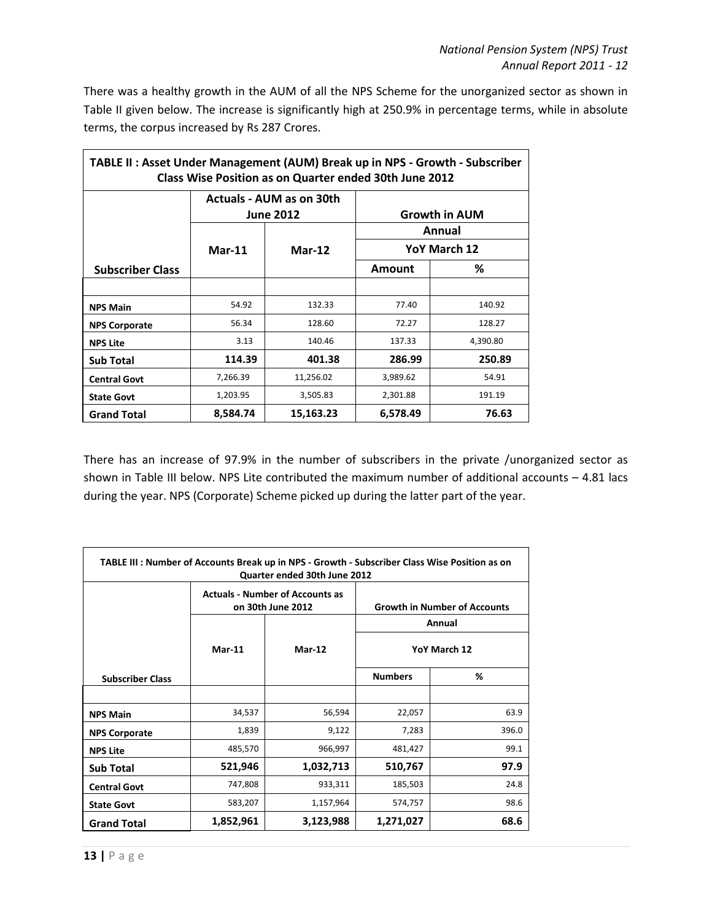There was a healthy growth in the AUM of all the NPS Scheme for the unorganized sector as shown in Table II given below. The increase is significantly high at 250.9% in percentage terms, while in absolute terms, the corpus increased by Rs 287 Crores.

| TABLE II : Asset Under Management (AUM) Break up in NPS - Growth - Subscriber Class Wise Position as on Quarter ended 30th June 2012 | | | | |
|---|---|---|---|---|
| | **Actuals - AUM as on 30th June 2012** | | **Growth in AUM** | |
| | | | **Annual** | |
| | **Mar-11** | **Mar-12** | **YoY March 12** | |
| **Subscriber Class** | | | **Amount** | **%** |
| | | | | |
| **NPS Main** | 54.92 | 132.33 | 77.40 | 140.92 |
| **NPS Corporate** | 56.34 | 128.60 | 72.27 | 128.27 |
| **NPS Lite** | 3.13 | 140.46 | 137.33 | 4,390.80 |
| **Sub Total** | **114.39** | **401.38** | **286.99** | **250.89** |
| **Central Govt** | 7,266.39 | 11,256.02 | 3,989.62 | 54.91 |
| **State Govt** | 1,203.95 | 3,505.83 | 2,301.88 | 191.19 |
| **Grand Total** | **8,584.74** | **15,163.23** | **6,578.49** | **76.63** |

There has an increase of 97.9% in the number of subscribers in the private /unorganized sector as shown in Table III below. NPS Lite contributed the maximum number of additional accounts – 4.81 lacs during the year. NPS (Corporate) Scheme picked up during the latter part of the year.

| TABLE III : Number of Accounts Break up in NPS - Growth - Subscriber Class Wise Position as on Quarter ended 30th June 2012 | | | | |
|---|---|---|---|---|
| | **Actuals - Number of Accounts as on 30th June 2012** | | **Growth in Number of Accounts** | |
| | | | **Annual** | |
| | **Mar-11** | **Mar-12** | **YoY March 12** | |
| **Subscriber Class** | | | **Numbers** | **%** |
| | | | | |
| **NPS Main** | 34,537 | 56,594 | 22,057 | 63.9 |
| **NPS Corporate** | 1,839 | 9,122 | 7,283 | 396.0 |
| **NPS Lite** | 485,570 | 966,997 | 481,427 | 99.1 |
| **Sub Total** | **521,946** | **1,032,713** | **510,767** | **97.9** |
| **Central Govt** | 747,808 | 933,311 | 185,503 | 24.8 |
| **State Govt** | 583,207 | 1,157,964 | 574,757 | 98.6 |
| **Grand Total** | **1,852,961** | **3,123,988** | **1,271,027** | **68.6** |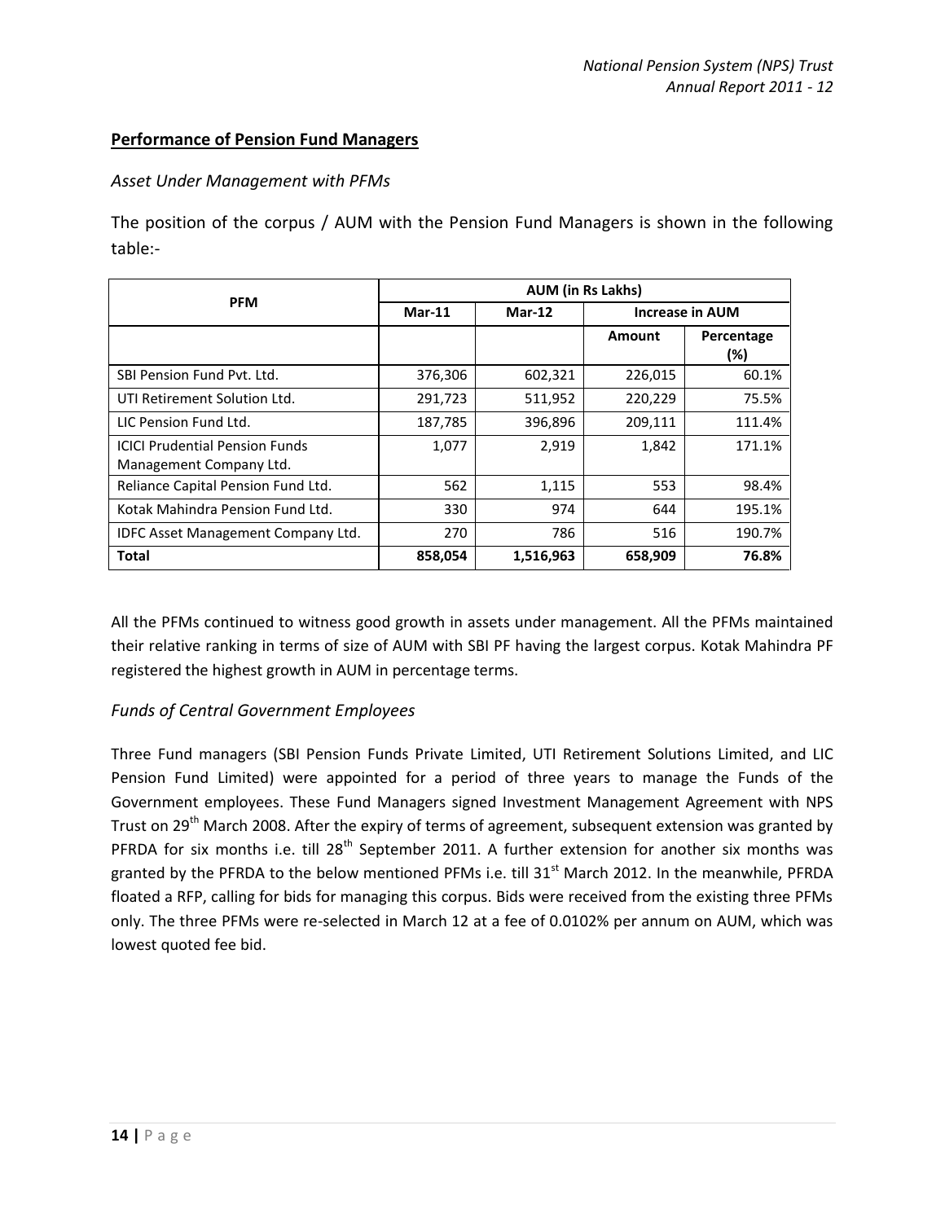## Performance of Pension Fund Managers

### *Asset Under Management with PFMs*

The position of the corpus / AUM with the Pension Fund Managers is shown in the following table:-

| PFM | AUM (in Rs Lakhs) | | | |
|---|---|---|---|---|
| | Mar-11 | Mar-12 | Increase in AUM | |
| | | | Amount | Percentage (%) |
| SBI Pension Fund Pvt. Ltd. | 376,306 | 602,321 | 226,015 | 60.1% |
| UTI Retirement Solution Ltd. | 291,723 | 511,952 | 220,229 | 75.5% |
| LIC Pension Fund Ltd. | 187,785 | 396,896 | 209,111 | 111.4% |
| ICICI Prudential Pension Funds Management Company Ltd. | 1,077 | 2,919 | 1,842 | 171.1% |
| Reliance Capital Pension Fund Ltd. | 562 | 1,115 | 553 | 98.4% |
| Kotak Mahindra Pension Fund Ltd. | 330 | 974 | 644 | 195.1% |
| IDFC Asset Management Company Ltd. | 270 | 786 | 516 | 190.7% |
| **Total** | **858,054** | **1,516,963** | **658,909** | **76.8%** |

All the PFMs continued to witness good growth in assets under management. All the PFMs maintained their relative ranking in terms of size of AUM with SBI PF having the largest corpus. Kotak Mahindra PF registered the highest growth in AUM in percentage terms.

### *Funds of Central Government Employees*

Three Fund managers (SBI Pension Funds Private Limited, UTI Retirement Solutions Limited, and LIC Pension Fund Limited) were appointed for a period of three years to manage the Funds of the Government employees. These Fund Managers signed Investment Management Agreement with NPS Trust on 29th March 2008. After the expiry of terms of agreement, subsequent extension was granted by PFRDA for six months i.e. till 28th September 2011. A further extension for another six months was granted by the PFRDA to the below mentioned PFMs i.e. till 31st March 2012. In the meanwhile, PFRDA floated a RFP, calling for bids for managing this corpus. Bids were received from the existing three PFMs only. The three PFMs were re-selected in March 12 at a fee of 0.0102% per annum on AUM, which was lowest quoted fee bid.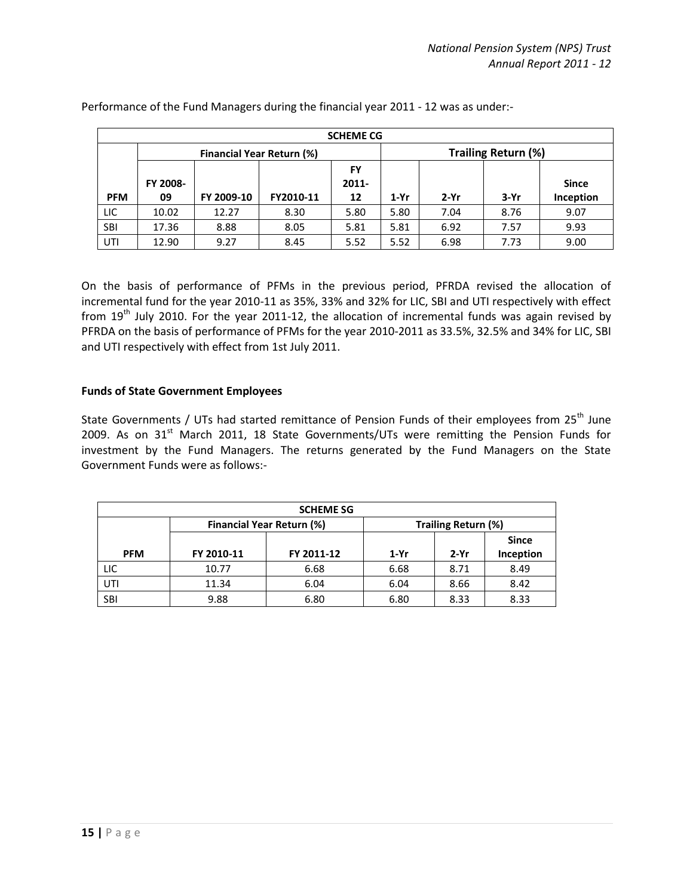Performance of the Fund Managers during the financial year 2011 - 12 was as under:-

| SCHEME CG | | | | | | | | |
|---|---|---|---|---|---|---|---|---|
| | Financial Year Return (%) | | | | Trailing Return (%) | | | |
| PFM | FY 2008-09 | FY 2009-10 | FY2010-11 | FY 2011-12 | 1-Yr | 2-Yr | 3-Yr | Since Inception |
| LIC | 10.02 | 12.27 | 8.30 | 5.80 | 5.80 | 7.04 | 8.76 | 9.07 |
| SBI | 17.36 | 8.88 | 8.05 | 5.81 | 5.81 | 6.92 | 7.57 | 9.93 |
| UTI | 12.90 | 9.27 | 8.45 | 5.52 | 5.52 | 6.98 | 7.73 | 9.00 |

On the basis of performance of PFMs in the previous period, PFRDA revised the allocation of incremental fund for the year 2010-11 as 35%, 33% and 32% for LIC, SBI and UTI respectively with effect from 19th July 2010. For the year 2011-12, the allocation of incremental funds was again revised by PFRDA on the basis of performance of PFMs for the year 2010-2011 as 33.5%, 32.5% and 34% for LIC, SBI and UTI respectively with effect from 1st July 2011.

**Funds of State Government Employees**

State Governments / UTs had started remittance of Pension Funds of their employees from 25th June 2009. As on 31st March 2011, 18 State Governments/UTs were remitting the Pension Funds for investment by the Fund Managers. The returns generated by the Fund Managers on the State Government Funds were as follows:-

| SCHEME SG | | | | | |
|---|---|---|---|---|---|
| | Financial Year Return (%) | | Trailing Return (%) | | |
| PFM | FY 2010-11 | FY 2011-12 | 1-Yr | 2-Yr | Since Inception |
| LIC | 10.77 | 6.68 | 6.68 | 8.71 | 8.49 |
| UTI | 11.34 | 6.04 | 6.04 | 8.66 | 8.42 |
| SBI | 9.88 | 6.80 | 6.80 | 8.33 | 8.33 |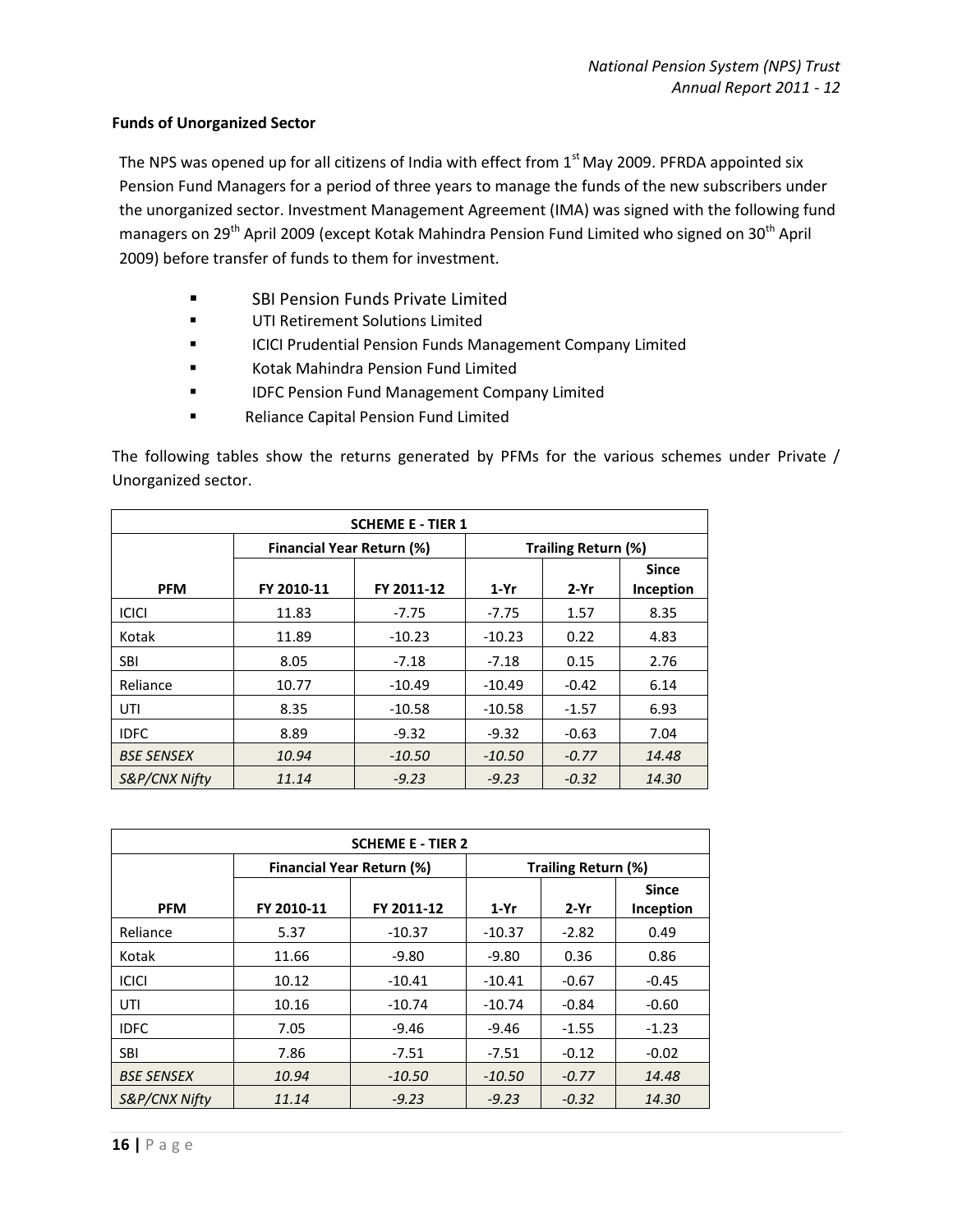**Funds of Unorganized Sector**

The NPS was opened up for all citizens of India with effect from 1st May 2009. PFRDA appointed six Pension Fund Managers for a period of three years to manage the funds of the new subscribers under the unorganized sector. Investment Management Agreement (IMA) was signed with the following fund managers on 29th April 2009 (except Kotak Mahindra Pension Fund Limited who signed on 30th April 2009) before transfer of funds to them for investment.

- SBI Pension Funds Private Limited
- UTI Retirement Solutions Limited
- ICICI Prudential Pension Funds Management Company Limited
- Kotak Mahindra Pension Fund Limited
- IDFC Pension Fund Management Company Limited
- Reliance Capital Pension Fund Limited

The following tables show the returns generated by PFMs for the various schemes under Private / Unorganized sector.

| SCHEME E - TIER 1 | | | | | |
|---|---|---|---|---|---|
| | Financial Year Return (%) | | Trailing Return (%) | | |
| PFM | FY 2010-11 | FY 2011-12 | 1-Yr | 2-Yr | Since Inception |
| ICICI | 11.83 | -7.75 | -7.75 | 1.57 | 8.35 |
| Kotak | 11.89 | -10.23 | -10.23 | 0.22 | 4.83 |
| SBI | 8.05 | -7.18 | -7.18 | 0.15 | 2.76 |
| Reliance | 10.77 | -10.49 | -10.49 | -0.42 | 6.14 |
| UTI | 8.35 | -10.58 | -10.58 | -1.57 | 6.93 |
| IDFC | 8.89 | -9.32 | -9.32 | -0.63 | 7.04 |
| *BSE SENSEX* | *10.94* | *-10.50* | *-10.50* | *-0.77* | *14.48* |
| *S&P/CNX Nifty* | *11.14* | *-9.23* | *-9.23* | *-0.32* | *14.30* |

| SCHEME E - TIER 2 | | | | | |
|---|---|---|---|---|---|
| | Financial Year Return (%) | | Trailing Return (%) | | |
| PFM | FY 2010-11 | FY 2011-12 | 1-Yr | 2-Yr | Since Inception |
| Reliance | 5.37 | -10.37 | -10.37 | -2.82 | 0.49 |
| Kotak | 11.66 | -9.80 | -9.80 | 0.36 | 0.86 |
| ICICI | 10.12 | -10.41 | -10.41 | -0.67 | -0.45 |
| UTI | 10.16 | -10.74 | -10.74 | -0.84 | -0.60 |
| IDFC | 7.05 | -9.46 | -9.46 | -1.55 | -1.23 |
| SBI | 7.86 | -7.51 | -7.51 | -0.12 | -0.02 |
| *BSE SENSEX* | *10.94* | *-10.50* | *-10.50* | *-0.77* | *14.48* |
| *S&P/CNX Nifty* | *11.14* | *-9.23* | *-9.23* | *-0.32* | *14.30* |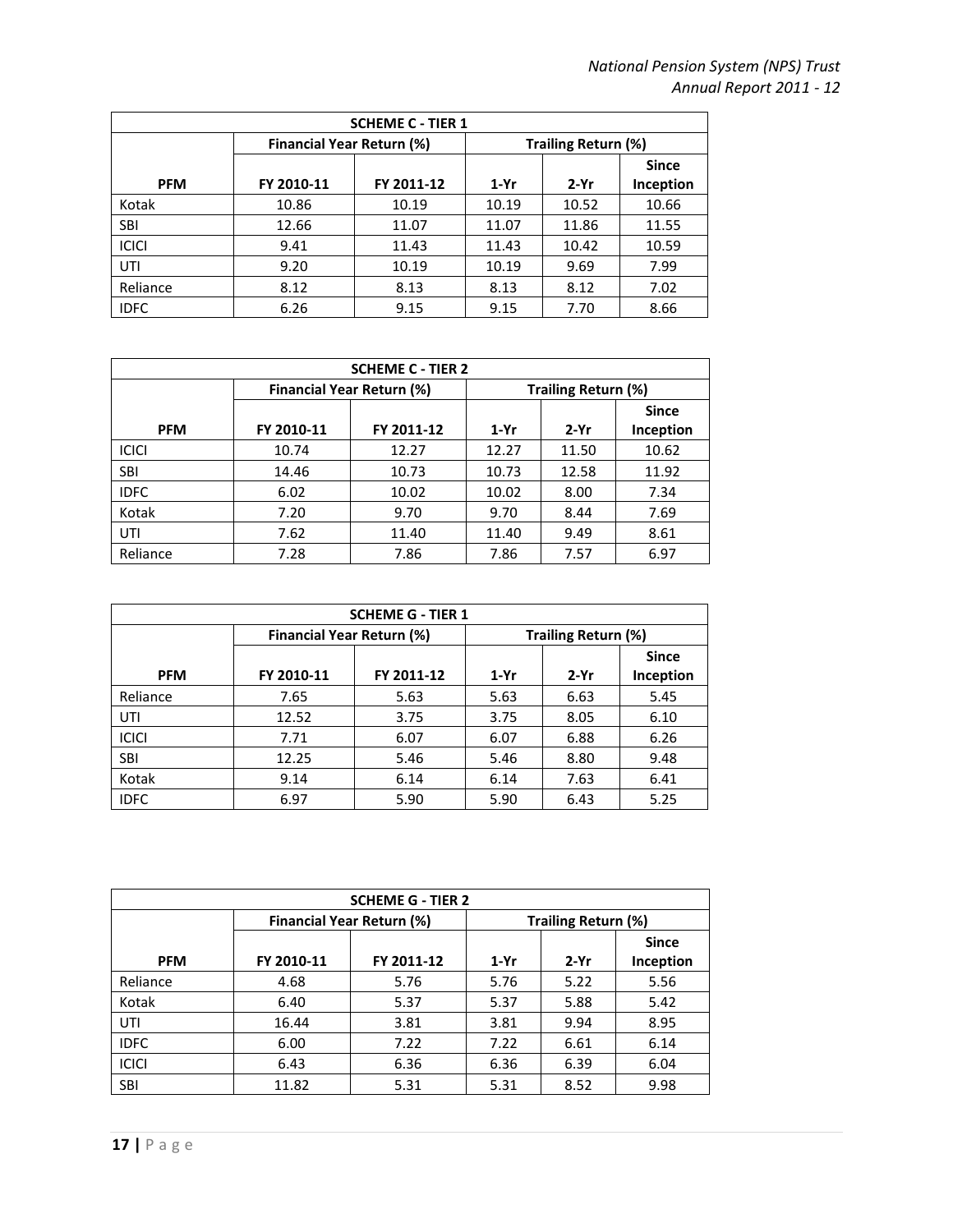| SCHEME C - TIER 1 | | | | | |
|---|---|---|---|---|---|
| | Financial Year Return (%) | | Trailing Return (%) | | |
| PFM | FY 2010-11 | FY 2011-12 | 1-Yr | 2-Yr | Since Inception |
| Kotak | 10.86 | 10.19 | 10.19 | 10.52 | 10.66 |
| SBI | 12.66 | 11.07 | 11.07 | 11.86 | 11.55 |
| ICICI | 9.41 | 11.43 | 11.43 | 10.42 | 10.59 |
| UTI | 9.20 | 10.19 | 10.19 | 9.69 | 7.99 |
| Reliance | 8.12 | 8.13 | 8.13 | 8.12 | 7.02 |
| IDFC | 6.26 | 9.15 | 9.15 | 7.70 | 8.66 |

| SCHEME C - TIER 2 | | | | | |
|---|---|---|---|---|---|
| | Financial Year Return (%) | | Trailing Return (%) | | |
| PFM | FY 2010-11 | FY 2011-12 | 1-Yr | 2-Yr | Since Inception |
| ICICI | 10.74 | 12.27 | 12.27 | 11.50 | 10.62 |
| SBI | 14.46 | 10.73 | 10.73 | 12.58 | 11.92 |
| IDFC | 6.02 | 10.02 | 10.02 | 8.00 | 7.34 |
| Kotak | 7.20 | 9.70 | 9.70 | 8.44 | 7.69 |
| UTI | 7.62 | 11.40 | 11.40 | 9.49 | 8.61 |
| Reliance | 7.28 | 7.86 | 7.86 | 7.57 | 6.97 |

| SCHEME G - TIER 1 | | | | | |
|---|---|---|---|---|---|
| | Financial Year Return (%) | | Trailing Return (%) | | |
| PFM | FY 2010-11 | FY 2011-12 | 1-Yr | 2-Yr | Since Inception |
| Reliance | 7.65 | 5.63 | 5.63 | 6.63 | 5.45 |
| UTI | 12.52 | 3.75 | 3.75 | 8.05 | 6.10 |
| ICICI | 7.71 | 6.07 | 6.07 | 6.88 | 6.26 |
| SBI | 12.25 | 5.46 | 5.46 | 8.80 | 9.48 |
| Kotak | 9.14 | 6.14 | 6.14 | 7.63 | 6.41 |
| IDFC | 6.97 | 5.90 | 5.90 | 6.43 | 5.25 |

| SCHEME G - TIER 2 | | | | | |
|---|---|---|---|---|---|
| | Financial Year Return (%) | | Trailing Return (%) | | |
| PFM | FY 2010-11 | FY 2011-12 | 1-Yr | 2-Yr | Since Inception |
| Reliance | 4.68 | 5.76 | 5.76 | 5.22 | 5.56 |
| Kotak | 6.40 | 5.37 | 5.37 | 5.88 | 5.42 |
| UTI | 16.44 | 3.81 | 3.81 | 9.94 | 8.95 |
| IDFC | 6.00 | 7.22 | 7.22 | 6.61 | 6.14 |
| ICICI | 6.43 | 6.36 | 6.36 | 6.39 | 6.04 |
| SBI | 11.82 | 5.31 | 5.31 | 8.52 | 9.98 |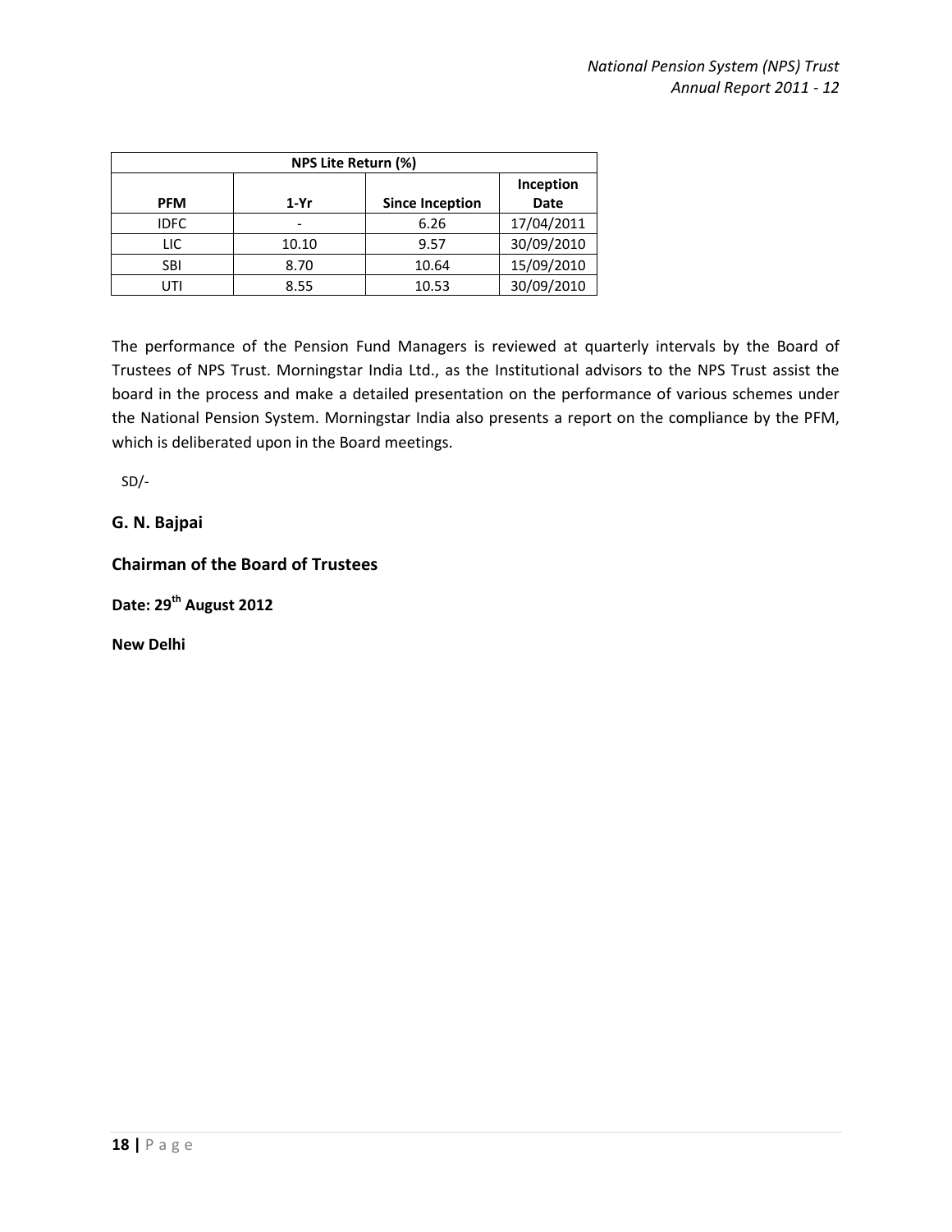| NPS Lite Return (%) | | | |
|---|---|---|---|
| PFM | 1-Yr | Since Inception | Inception Date |
| IDFC | - | 6.26 | 17/04/2011 |
| LIC | 10.10 | 9.57 | 30/09/2010 |
| SBI | 8.70 | 10.64 | 15/09/2010 |
| UTI | 8.55 | 10.53 | 30/09/2010 |

The performance of the Pension Fund Managers is reviewed at quarterly intervals by the Board of Trustees of NPS Trust. Morningstar India Ltd., as the Institutional advisors to the NPS Trust assist the board in the process and make a detailed presentation on the performance of various schemes under the National Pension System. Morningstar India also presents a report on the compliance by the PFM, which is deliberated upon in the Board meetings.

SD/-

**G. N. Bajpai**

**Chairman of the Board of Trustees**

**Date: 29th August 2012**

**New Delhi**